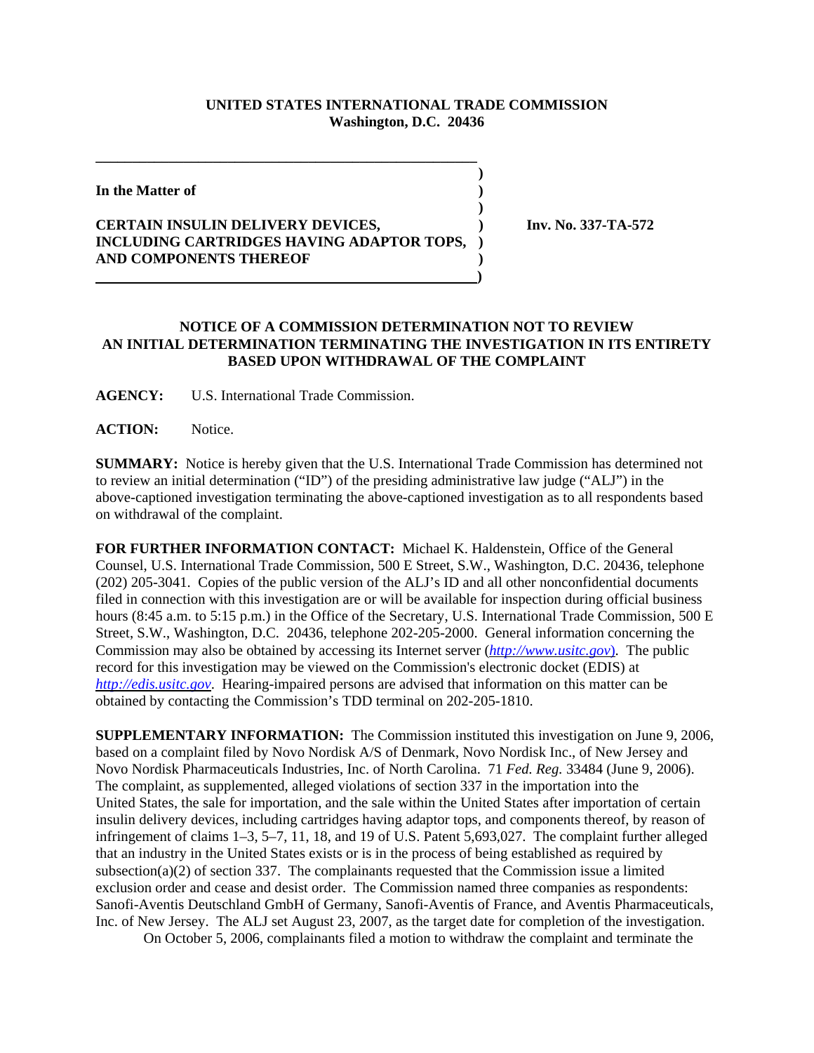**UNITED STATES INTERNATIONAL TRADE COMMISSION**
**Washington, D.C. 20436**

**In the Matter of**

**CERTAIN INSULIN DELIVERY DEVICES, INCLUDING CARTRIDGES HAVING ADAPTOR TOPS, AND COMPONENTS THEREOF**

**Inv. No. 337-TA-572**

**NOTICE OF A COMMISSION DETERMINATION NOT TO REVIEW AN INITIAL DETERMINATION TERMINATING THE INVESTIGATION IN ITS ENTIRETY BASED UPON WITHDRAWAL OF THE COMPLAINT**

**AGENCY:** U.S. International Trade Commission.

**ACTION:** Notice.

**SUMMARY:** Notice is hereby given that the U.S. International Trade Commission has determined not to review an initial determination ("ID") of the presiding administrative law judge ("ALJ") in the above-captioned investigation terminating the above-captioned investigation as to all respondents based on withdrawal of the complaint.

**FOR FURTHER INFORMATION CONTACT:** Michael K. Haldenstein, Office of the General Counsel, U.S. International Trade Commission, 500 E Street, S.W., Washington, D.C. 20436, telephone (202) 205-3041. Copies of the public version of the ALJ's ID and all other nonconfidential documents filed in connection with this investigation are or will be available for inspection during official business hours (8:45 a.m. to 5:15 p.m.) in the Office of the Secretary, U.S. International Trade Commission, 500 E Street, S.W., Washington, D.C. 20436, telephone 202-205-2000. General information concerning the Commission may also be obtained by accessing its Internet server (*http://www.usitc.gov*). The public record for this investigation may be viewed on the Commission's electronic docket (EDIS) at *http://edis.usitc.gov*. Hearing-impaired persons are advised that information on this matter can be obtained by contacting the Commission's TDD terminal on 202-205-1810.

**SUPPLEMENTARY INFORMATION:** The Commission instituted this investigation on June 9, 2006, based on a complaint filed by Novo Nordisk A/S of Denmark, Novo Nordisk Inc., of New Jersey and Novo Nordisk Pharmaceuticals Industries, Inc. of North Carolina. 71 *Fed. Reg.* 33484 (June 9, 2006). The complaint, as supplemented, alleged violations of section 337 in the importation into the United States, the sale for importation, and the sale within the United States after importation of certain insulin delivery devices, including cartridges having adaptor tops, and components thereof, by reason of infringement of claims 1–3, 5–7, 11, 18, and 19 of U.S. Patent 5,693,027. The complaint further alleged that an industry in the United States exists or is in the process of being established as required by subsection(a)(2) of section 337. The complainants requested that the Commission issue a limited exclusion order and cease and desist order. The Commission named three companies as respondents: Sanofi-Aventis Deutschland GmbH of Germany, Sanofi-Aventis of France, and Aventis Pharmaceuticals, Inc. of New Jersey. The ALJ set August 23, 2007, as the target date for completion of the investigation.

On October 5, 2006, complainants filed a motion to withdraw the complaint and terminate the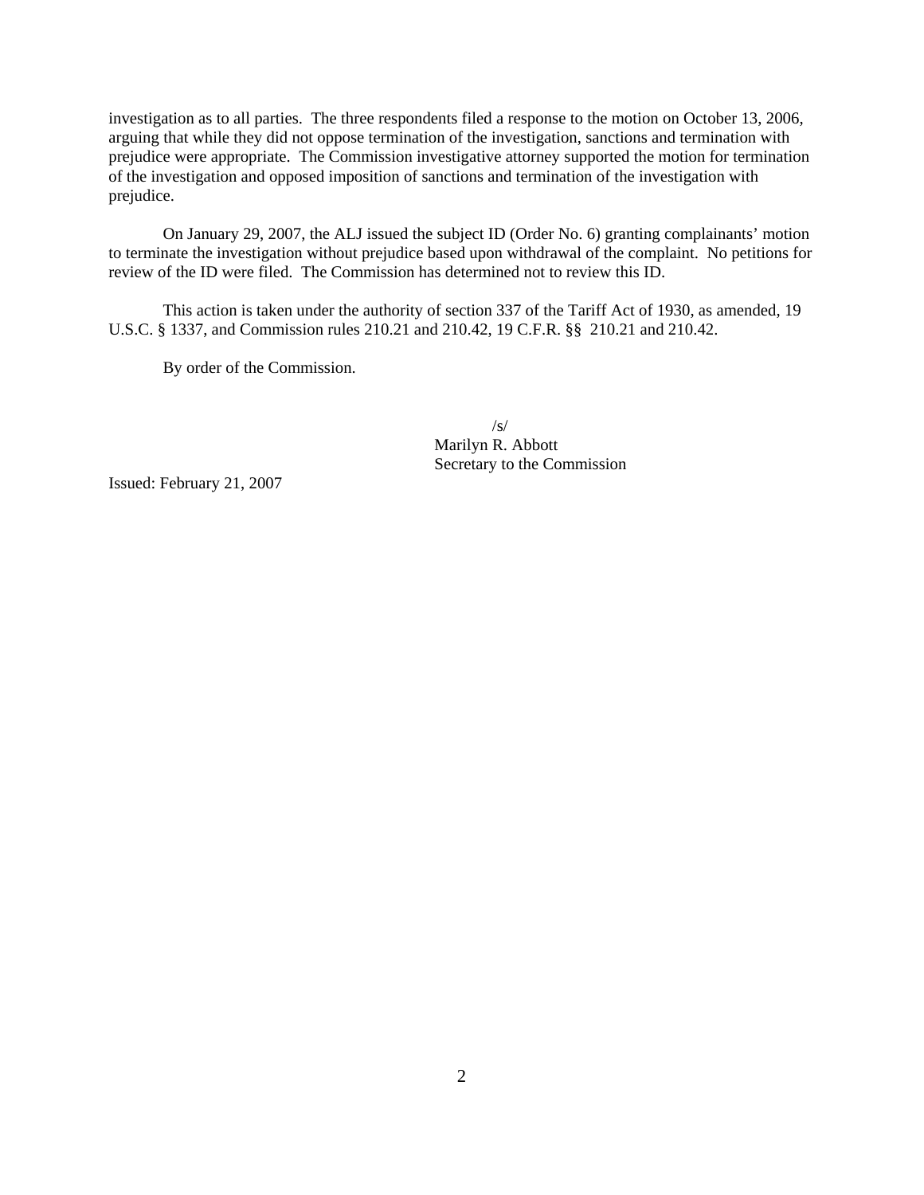investigation as to all parties. The three respondents filed a response to the motion on October 13, 2006, arguing that while they did not oppose termination of the investigation, sanctions and termination with prejudice were appropriate. The Commission investigative attorney supported the motion for termination of the investigation and opposed imposition of sanctions and termination of the investigation with prejudice.

On January 29, 2007, the ALJ issued the subject ID (Order No. 6) granting complainants' motion to terminate the investigation without prejudice based upon withdrawal of the complaint. No petitions for review of the ID were filed. The Commission has determined not to review this ID.

This action is taken under the authority of section 337 of the Tariff Act of 1930, as amended, 19 U.S.C. § 1337, and Commission rules 210.21 and 210.42, 19 C.F.R. §§ 210.21 and 210.42.

By order of the Commission.

/s/
Marilyn R. Abbott
Secretary to the Commission

Issued: February 21, 2007